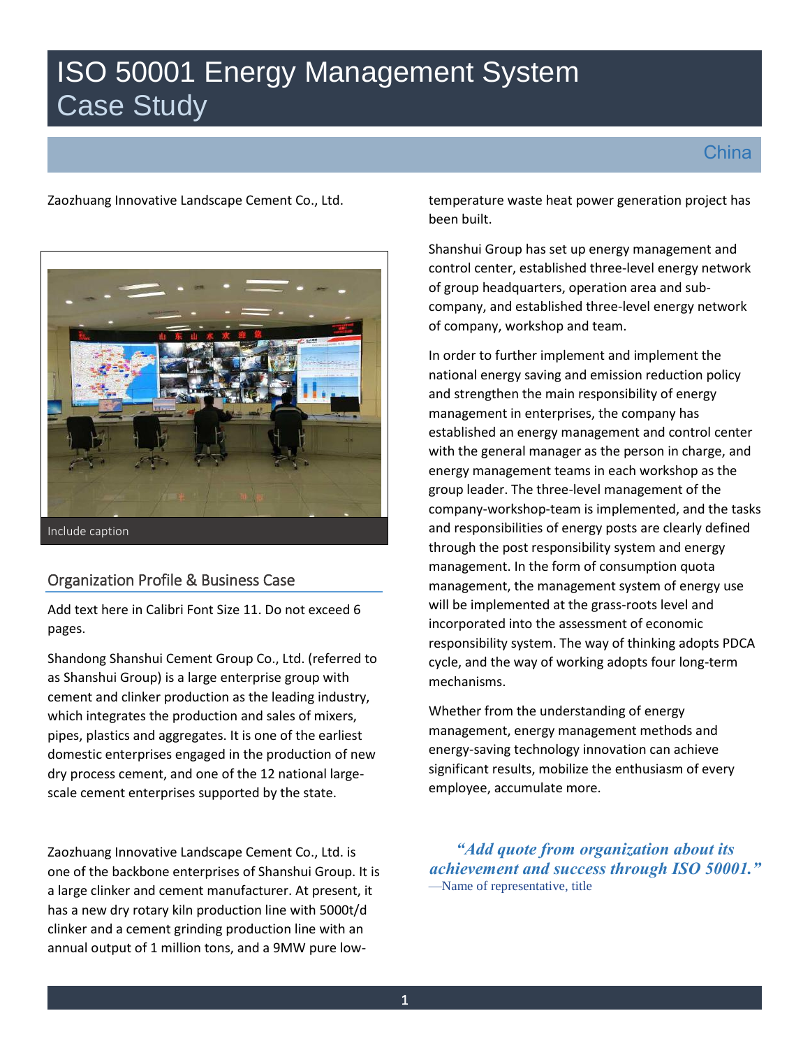# ISO 50001 Energy Management System Case Study

China

Zaozhuang Innovative Landscape Cement Co., Ltd.

Include caption

## Organization Profile & Business Case

Add text here in Calibri Font Size 11. Do not exceed 6 pages.

Shandong Shanshui Cement Group Co., Ltd. (referred to as Shanshui Group) is a large enterprise group with cement and clinker production as the leading industry, which integrates the production and sales of mixers, pipes, plastics and aggregates. It is one of the earliest domestic enterprises engaged in the production of new dry process cement, and one of the 12 national large-scale cement enterprises supported by the state.

Zaozhuang Innovative Landscape Cement Co., Ltd. is one of the backbone enterprises of Shanshui Group. It is a large clinker and cement manufacturer. At present, it has a new dry rotary kiln production line with 5000t/d clinker and a cement grinding production line with an annual output of 1 million tons, and a 9MW pure low-temperature waste heat power generation project has been built.

Shanshui Group has set up energy management and control center, established three-level energy network of group headquarters, operation area and sub-company, and established three-level energy network of company, workshop and team.

In order to further implement and implement the national energy saving and emission reduction policy and strengthen the main responsibility of energy management in enterprises, the company has established an energy management and control center with the general manager as the person in charge, and energy management teams in each workshop as the group leader. The three-level management of the company-workshop-team is implemented, and the tasks and responsibilities of energy posts are clearly defined through the post responsibility system and energy management. In the form of consumption quota management, the management system of energy use will be implemented at the grass-roots level and incorporated into the assessment of economic responsibility system. The way of thinking adopts PDCA cycle, and the way of working adopts four long-term mechanisms.

Whether from the understanding of energy management, energy management methods and energy-saving technology innovation can achieve significant results, mobilize the enthusiasm of every employee, accumulate more.

***"Add quote from organization about its achievement and success through ISO 50001."***
—Name of representative, title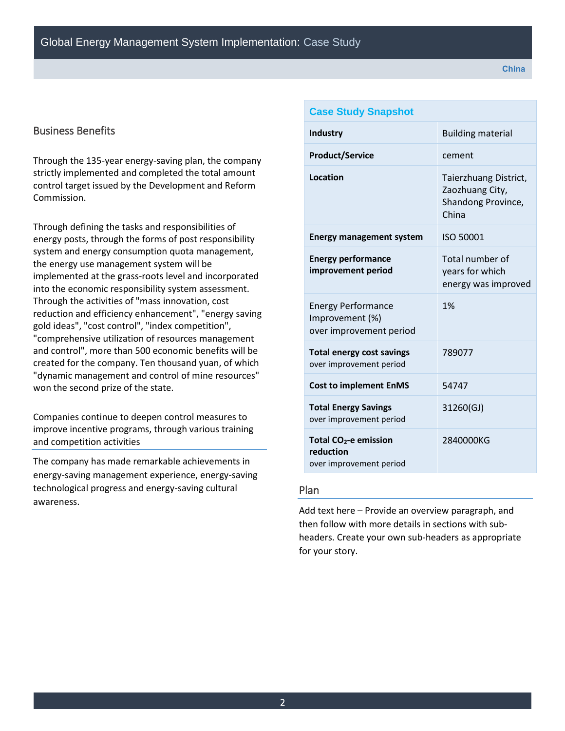## Business Benefits

Through the 135-year energy-saving plan, the company strictly implemented and completed the total amount control target issued by the Development and Reform Commission.

Through defining the tasks and responsibilities of energy posts, through the forms of post responsibility system and energy consumption quota management, the energy use management system will be implemented at the grass-roots level and incorporated into the economic responsibility system assessment. Through the activities of "mass innovation, cost reduction and efficiency enhancement", "energy saving gold ideas", "cost control", "index competition", "comprehensive utilization of resources management and control", more than 500 economic benefits will be created for the company. Ten thousand yuan, of which "dynamic management and control of mine resources" won the second prize of the state.

Companies continue to deepen control measures to improve incentive programs, through various training and competition activities

The company has made remarkable achievements in energy-saving management experience, energy-saving technological progress and energy-saving cultural awareness.

| Case Study Snapshot | |
|---|---|
| **Industry** | Building material |
| **Product/Service** | cement |
| **Location** | Taierzhuang District, Zaozhuang City, Shandong Province, China |
| **Energy management system** | ISO 50001 |
| **Energy performance improvement period** | Total number of years for which energy was improved |
| Energy Performance Improvement (%) over improvement period | 1% |
| **Total energy cost savings** over improvement period | 789077 |
| **Cost to implement EnMS** | 54747 |
| **Total Energy Savings** over improvement period | 31260(GJ) |
| **Total $CO_2$-e emission reduction** over improvement period | 2840000KG |

## Plan

Add text here – Provide an overview paragraph, and then follow with more details in sections with sub-headers. Create your own sub-headers as appropriate for your story.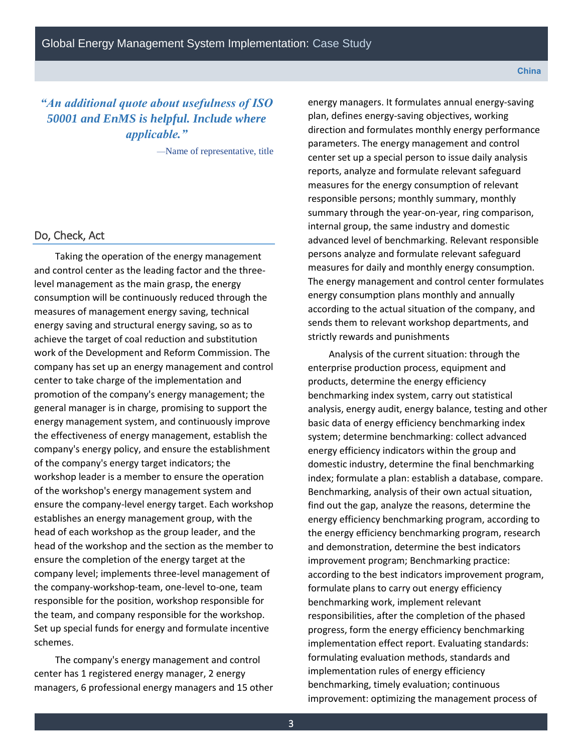*"An additional quote about usefulness of ISO 50001 and EnMS is helpful. Include where applicable."*

—Name of representative, title

## Do, Check, Act

Taking the operation of the energy management and control center as the leading factor and the three-level management as the main grasp, the energy consumption will be continuously reduced through the measures of management energy saving, technical energy saving and structural energy saving, so as to achieve the target of coal reduction and substitution work of the Development and Reform Commission. The company has set up an energy management and control center to take charge of the implementation and promotion of the company's energy management; the general manager is in charge, promising to support the energy management system, and continuously improve the effectiveness of energy management, establish the company's energy policy, and ensure the establishment of the company's energy target indicators; the workshop leader is a member to ensure the operation of the workshop's energy management system and ensure the company-level energy target. Each workshop establishes an energy management group, with the head of each workshop as the group leader, and the head of the workshop and the section as the member to ensure the completion of the energy target at the company level; implements three-level management of the company-workshop-team, one-level to-one, team responsible for the position, workshop responsible for the team, and company responsible for the workshop. Set up special funds for energy and formulate incentive schemes.

The company's energy management and control center has 1 registered energy manager, 2 energy managers, 6 professional energy managers and 15 other energy managers. It formulates annual energy-saving plan, defines energy-saving objectives, working direction and formulates monthly energy performance parameters. The energy management and control center set up a special person to issue daily analysis reports, analyze and formulate relevant safeguard measures for the energy consumption of relevant responsible persons; monthly summary, monthly summary through the year-on-year, ring comparison, internal group, the same industry and domestic advanced level of benchmarking. Relevant responsible persons analyze and formulate relevant safeguard measures for daily and monthly energy consumption. The energy management and control center formulates energy consumption plans monthly and annually according to the actual situation of the company, and sends them to relevant workshop departments, and strictly rewards and punishments

Analysis of the current situation: through the enterprise production process, equipment and products, determine the energy efficiency benchmarking index system, carry out statistical analysis, energy audit, energy balance, testing and other basic data of energy efficiency benchmarking index system; determine benchmarking: collect advanced energy efficiency indicators within the group and domestic industry, determine the final benchmarking index; formulate a plan: establish a database, compare. Benchmarking, analysis of their own actual situation, find out the gap, analyze the reasons, determine the energy efficiency benchmarking program, according to the energy efficiency benchmarking program, research and demonstration, determine the best indicators improvement program; Benchmarking practice: according to the best indicators improvement program, formulate plans to carry out energy efficiency benchmarking work, implement relevant responsibilities, after the completion of the phased progress, form the energy efficiency benchmarking implementation effect report. Evaluating standards: formulating evaluation methods, standards and implementation rules of energy efficiency benchmarking, timely evaluation; continuous improvement: optimizing the management process of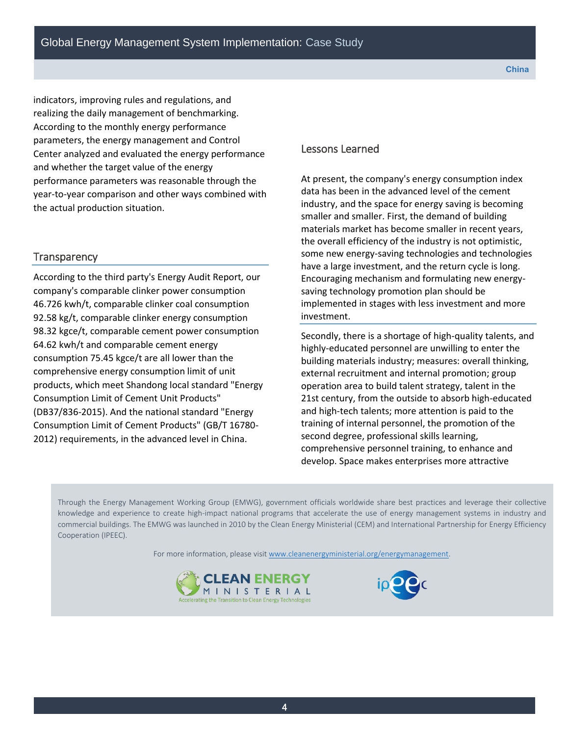indicators, improving rules and regulations, and realizing the daily management of benchmarking. According to the monthly energy performance parameters, the energy management and Control Center analyzed and evaluated the energy performance and whether the target value of the energy performance parameters was reasonable through the year-to-year comparison and other ways combined with the actual production situation.

## Transparency

According to the third party's Energy Audit Report, our company's comparable clinker power consumption 46.726 kwh/t, comparable clinker coal consumption 92.58 kg/t, comparable clinker energy consumption 98.32 kgce/t, comparable cement power consumption 64.62 kwh/t and comparable cement energy consumption 75.45 kgce/t are all lower than the comprehensive energy consumption limit of unit products, which meet Shandong local standard "Energy Consumption Limit of Cement Unit Products" (DB37/836-2015). And the national standard "Energy Consumption Limit of Cement Products" (GB/T 16780-2012) requirements, in the advanced level in China.

## Lessons Learned

At present, the company's energy consumption index data has been in the advanced level of the cement industry, and the space for energy saving is becoming smaller and smaller. First, the demand of building materials market has become smaller in recent years, the overall efficiency of the industry is not optimistic, some new energy-saving technologies and technologies have a large investment, and the return cycle is long. Encouraging mechanism and formulating new energy-saving technology promotion plan should be implemented in stages with less investment and more investment.

Secondly, there is a shortage of high-quality talents, and highly-educated personnel are unwilling to enter the building materials industry; measures: overall thinking, external recruitment and internal promotion; group operation area to build talent strategy, talent in the 21st century, from the outside to absorb high-educated and high-tech talents; more attention is paid to the training of internal personnel, the promotion of the second degree, professional skills learning, comprehensive personnel training, to enhance and develop. Space makes enterprises more attractive

Through the Energy Management Working Group (EMWG), government officials worldwide share best practices and leverage their collective knowledge and experience to create high-impact national programs that accelerate the use of energy management systems in industry and commercial buildings. The EMWG was launched in 2010 by the Clean Energy Ministerial (CEM) and International Partnership for Energy Efficiency Cooperation (IPEEC).

For more information, please visit www.cleanenergyministerial.org/energymanagement.

CLEAN ENERGY MINISTERIAL — Accelerating the Transition to Clean Energy Technologies

ipeec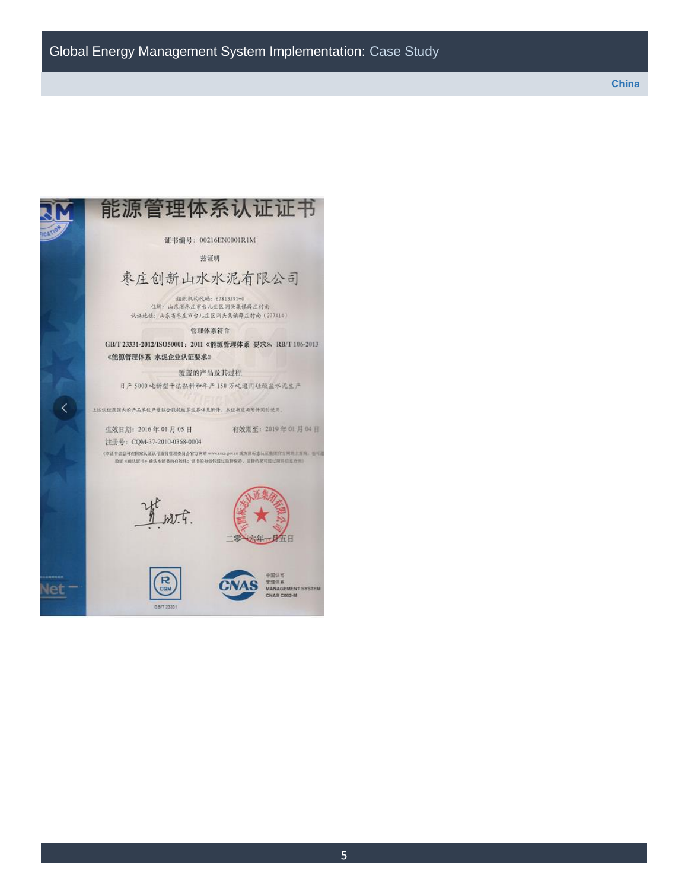# 能源管理体系认证证书

证书编号：00216EN0001R1M

兹证明

## 枣庄创新山水水泥有限公司

组织机构代码：67813591-0

住所：山东省枣庄市台儿庄区涧头集镇薛庄村南

认证地址：山东省枣庄市台儿庄区涧头集镇薛庄村南（277414）

管理体系符合

**GB/T 23331-2012/ISO50001：2011《能源管理体系 要求》、RB/T 106-2013《能源管理体系 水泥企业认证要求》**

覆盖的产品及其过程

日产 5000 吨新型干法熟料和年产 150 万吨通用硅酸盐水泥生产

上述认证范围内的产品单位产量综合能耗核算边界详见附件。本证书应与附件同时使用。

生效日期：2016 年 01 月 05 日　　有效期至：2019 年 01 月 04 日

注册号：CQM-37-2010-0368-0004

（本证书信息可在国家认证认可监督管理委员会官方网站 www.cnca.gov.cn 或方圆标志认证集团官方网站上查询。也可通过《确认证书》确认本证书的有效性；证书的有效性通过监督保持，监督结果可通过附件信息查询）

方圆标志认证集团有限公司

二零一六年一月五日

GB/T 23331

CNAS

中国认可
管理体系
MANAGEMENT SYSTEM
CNAS C002-M